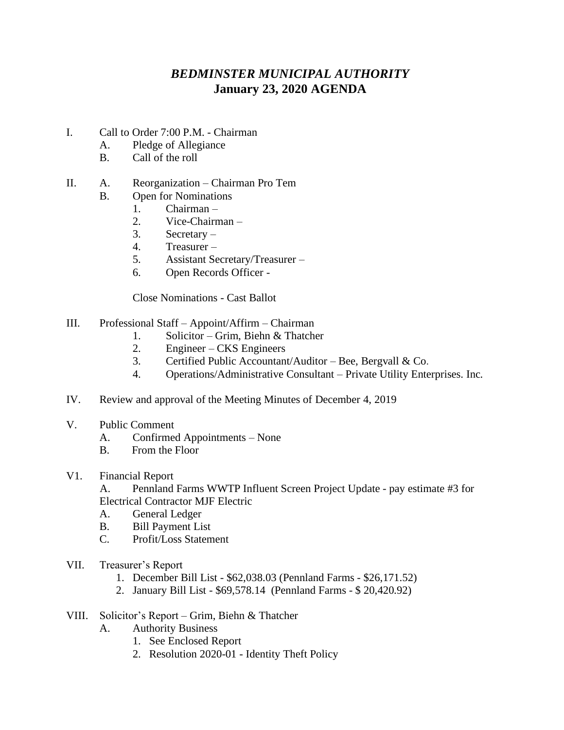# *BEDMINSTER MUNICIPAL AUTHORITY*
## January 23, 2020 AGENDA

I. Call to Order 7:00 P.M. - Chairman
   - A. Pledge of Allegiance
   - B. Call of the roll

II. A. Reorganization – Chairman Pro Tem
   - B. Open for Nominations
      1. Chairman –
      2. Vice-Chairman –
      3. Secretary –
      4. Treasurer –
      5. Assistant Secretary/Treasurer –
      6. Open Records Officer -

      Close Nominations - Cast Ballot

III. Professional Staff – Appoint/Affirm – Chairman
   1. Solicitor – Grim, Biehn & Thatcher
   2. Engineer – CKS Engineers
   3. Certified Public Accountant/Auditor – Bee, Bergvall & Co.
   4. Operations/Administrative Consultant – Private Utility Enterprises. Inc.

IV. Review and approval of the Meeting Minutes of December 4, 2019

V. Public Comment
   - A. Confirmed Appointments – None
   - B. From the Floor

V1. Financial Report
   - A. Pennland Farms WWTP Influent Screen Project Update - pay estimate #3 for Electrical Contractor MJF Electric
   - A. General Ledger
   - B. Bill Payment List
   - C. Profit/Loss Statement

VII. Treasurer's Report
   1. December Bill List - $62,038.03 (Pennland Farms - $26,171.52)
   2. January Bill List - $69,578.14 (Pennland Farms - $ 20,420.92)

VIII. Solicitor's Report – Grim, Biehn & Thatcher
   - A. Authority Business
      1. See Enclosed Report
      2. Resolution 2020-01 - Identity Theft Policy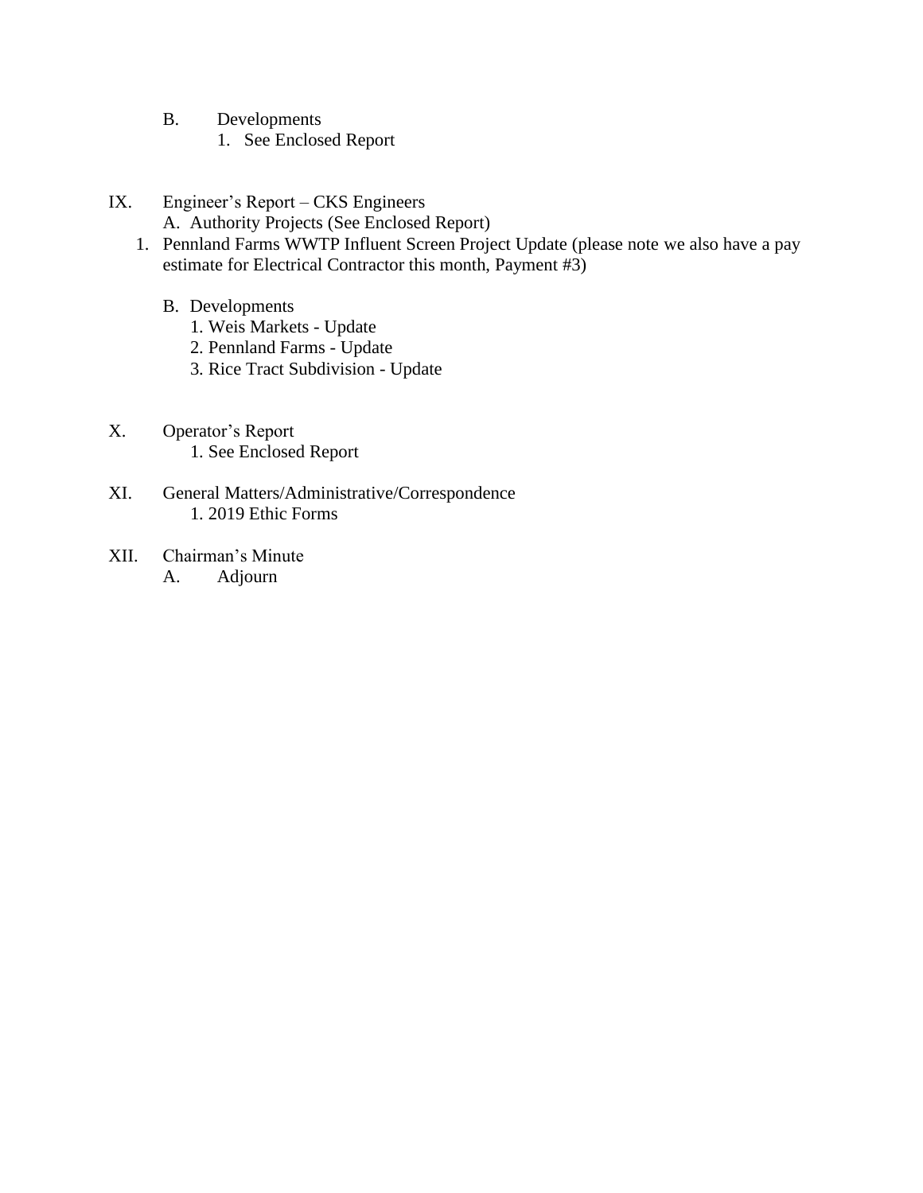B. Developments
   1. See Enclosed Report

IX. Engineer's Report – CKS Engineers
   A. Authority Projects (See Enclosed Report)
      1. Pennland Farms WWTP Influent Screen Project Update (please note we also have a pay estimate for Electrical Contractor this month, Payment #3)

   B. Developments
      1. Weis Markets - Update
      2. Pennland Farms - Update
      3. Rice Tract Subdivision - Update

X. Operator's Report
   1. See Enclosed Report

XI. General Matters/Administrative/Correspondence
   1. 2019 Ethic Forms

XII. Chairman's Minute
   A. Adjourn